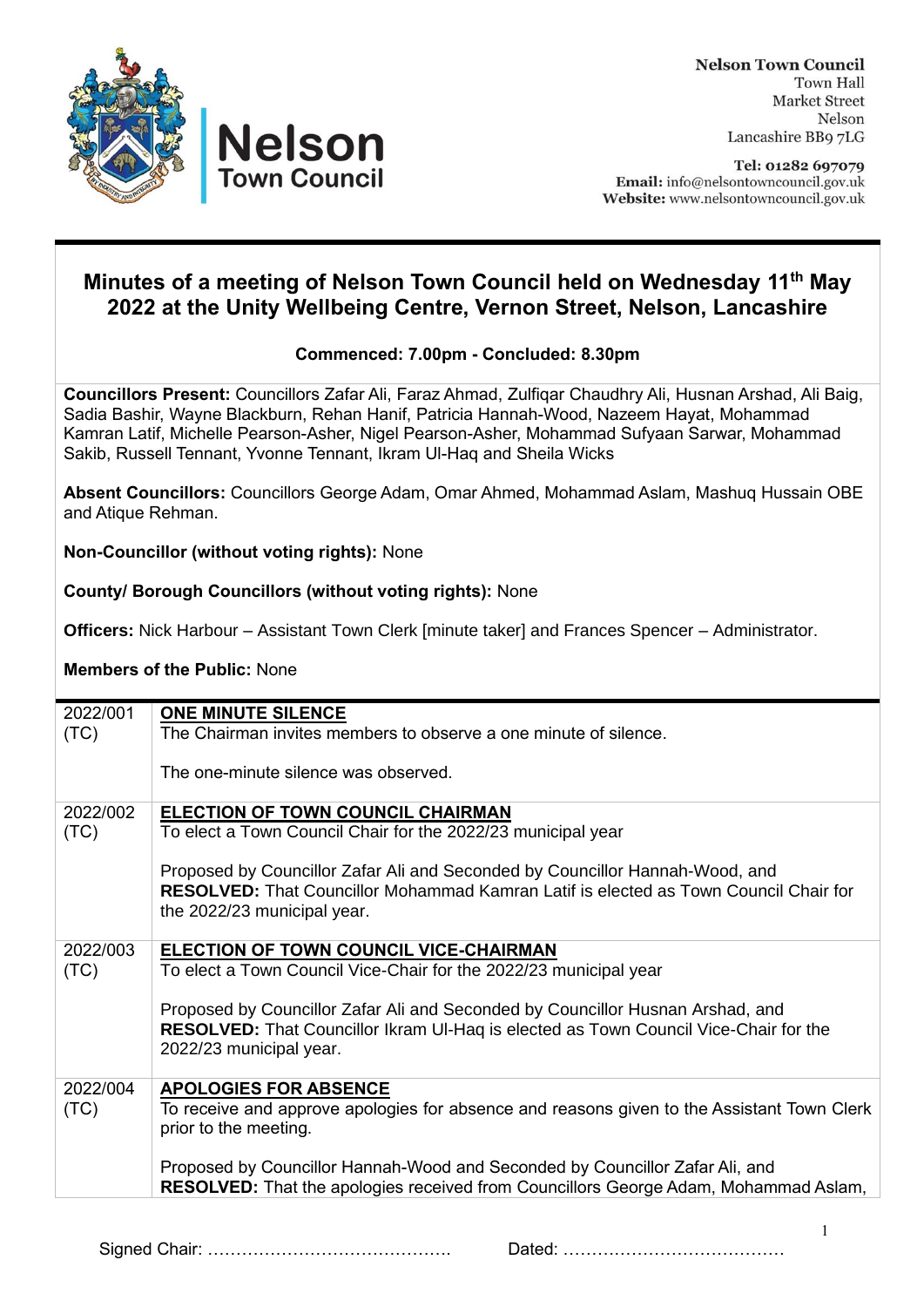**Nelson Town Council**
Town Hall
Market Street
Nelson
Lancashire BB9 7LG

**Tel:** 01282 697079
**Email:** info@nelsontowncouncil.gov.uk
**Website:** www.nelsontowncouncil.gov.uk

# Minutes of a meeting of Nelson Town Council held on Wednesday 11th May 2022 at the Unity Wellbeing Centre, Vernon Street, Nelson, Lancashire

**Commenced: 7.00pm - Concluded: 8.30pm**

**Councillors Present:** Councillors Zafar Ali, Faraz Ahmad, Zulfiqar Chaudhry Ali, Husnan Arshad, Ali Baig, Sadia Bashir, Wayne Blackburn, Rehan Hanif, Patricia Hannah-Wood, Nazeem Hayat, Mohammad Kamran Latif, Michelle Pearson-Asher, Nigel Pearson-Asher, Mohammad Sufyaan Sarwar, Mohammad Sakib, Russell Tennant, Yvonne Tennant, Ikram Ul-Haq and Sheila Wicks

**Absent Councillors:** Councillors George Adam, Omar Ahmed, Mohammad Aslam, Mashuq Hussain OBE and Atique Rehman.

**Non-Councillor (without voting rights):** None

**County/ Borough Councillors (without voting rights):** None

**Officers:** Nick Harbour – Assistant Town Clerk [minute taker] and Frances Spencer – Administrator.

**Members of the Public:** None

| | |
|---|---|
| 2022/001 (TC) | **ONE MINUTE SILENCE**<br>The Chairman invites members to observe a one minute of silence.<br><br>The one-minute silence was observed. |
| 2022/002 (TC) | **ELECTION OF TOWN COUNCIL CHAIRMAN**<br>To elect a Town Council Chair for the 2022/23 municipal year<br><br>Proposed by Councillor Zafar Ali and Seconded by Councillor Hannah-Wood, and **RESOLVED:** That Councillor Mohammad Kamran Latif is elected as Town Council Chair for the 2022/23 municipal year. |
| 2022/003 (TC) | **ELECTION OF TOWN COUNCIL VICE-CHAIRMAN**<br>To elect a Town Council Vice-Chair for the 2022/23 municipal year<br><br>Proposed by Councillor Zafar Ali and Seconded by Councillor Husnan Arshad, and **RESOLVED:** That Councillor Ikram Ul-Haq is elected as Town Council Vice-Chair for the 2022/23 municipal year. |
| 2022/004 (TC) | **APOLOGIES FOR ABSENCE**<br>To receive and approve apologies for absence and reasons given to the Assistant Town Clerk prior to the meeting.<br><br>Proposed by Councillor Hannah-Wood and Seconded by Councillor Zafar Ali, and **RESOLVED:** That the apologies received from Councillors George Adam, Mohammad Aslam, |

Signed Chair: ……………………………………. Dated: …………………………………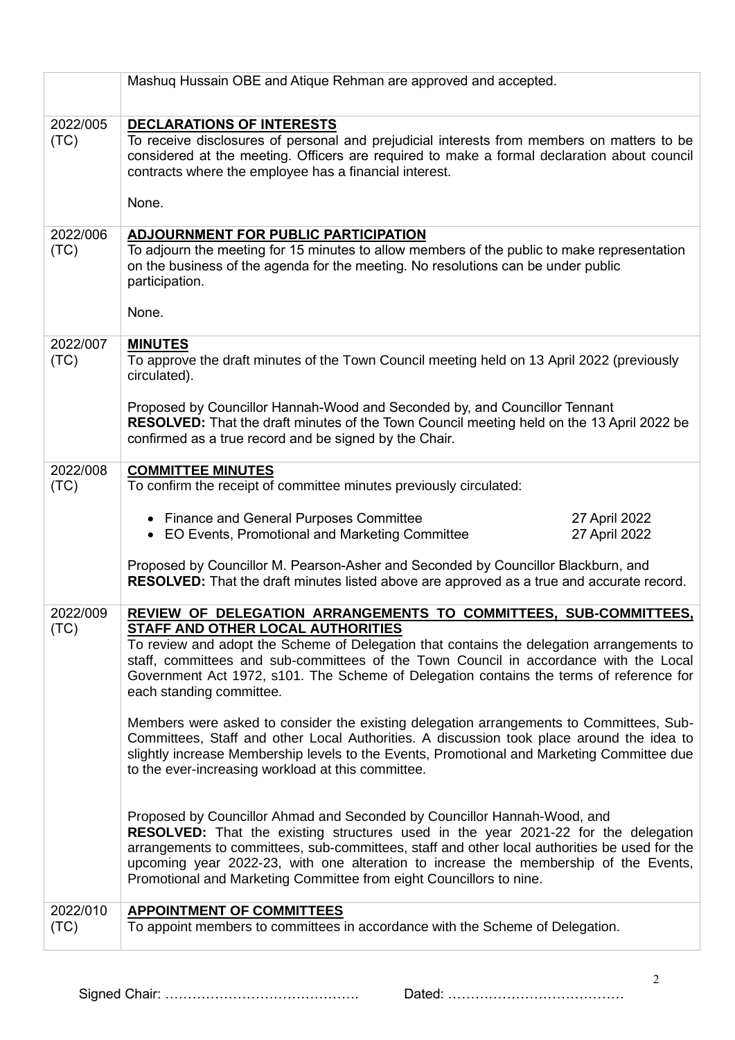| | |
|---|---|
| | Mashuq Hussain OBE and Atique Rehman are approved and accepted. |
| 2022/005 (TC) | **DECLARATIONS OF INTERESTS**<br>To receive disclosures of personal and prejudicial interests from members on matters to be considered at the meeting. Officers are required to make a formal declaration about council contracts where the employee has a financial interest.<br><br>None. |
| 2022/006 (TC) | **ADJOURNMENT FOR PUBLIC PARTICIPATION**<br>To adjourn the meeting for 15 minutes to allow members of the public to make representation on the business of the agenda for the meeting. No resolutions can be under public participation.<br><br>None. |
| 2022/007 (TC) | **MINUTES**<br>To approve the draft minutes of the Town Council meeting held on 13 April 2022 (previously circulated).<br><br>Proposed by Councillor Hannah-Wood and Seconded by, and Councillor Tennant<br>**RESOLVED:** That the draft minutes of the Town Council meeting held on the 13 April 2022 be confirmed as a true record and be signed by the Chair. |
| 2022/008 (TC) | **COMMITTEE MINUTES**<br>To confirm the receipt of committee minutes previously circulated:<br><br>• Finance and General Purposes Committee — 27 April 2022<br>• EO Events, Promotional and Marketing Committee — 27 April 2022<br><br>Proposed by Councillor M. Pearson-Asher and Seconded by Councillor Blackburn, and<br>**RESOLVED:** That the draft minutes listed above are approved as a true and accurate record. |
| 2022/009 (TC) | **REVIEW OF DELEGATION ARRANGEMENTS TO COMMITTEES, SUB-COMMITTEES, STAFF AND OTHER LOCAL AUTHORITIES**<br>To review and adopt the Scheme of Delegation that contains the delegation arrangements to staff, committees and sub-committees of the Town Council in accordance with the Local Government Act 1972, s101. The Scheme of Delegation contains the terms of reference for each standing committee.<br><br>Members were asked to consider the existing delegation arrangements to Committees, Sub-Committees, Staff and other Local Authorities. A discussion took place around the idea to slightly increase Membership levels to the Events, Promotional and Marketing Committee due to the ever-increasing workload at this committee.<br><br>Proposed by Councillor Ahmad and Seconded by Councillor Hannah-Wood, and<br>**RESOLVED:** That the existing structures used in the year 2021-22 for the delegation arrangements to committees, sub-committees, staff and other local authorities be used for the upcoming year 2022-23, with one alteration to increase the membership of the Events, Promotional and Marketing Committee from eight Councillors to nine. |
| 2022/010 (TC) | **APPOINTMENT OF COMMITTEES**<br>To appoint members to committees in accordance with the Scheme of Delegation. |

Signed Chair: ……………………………………. Dated: …………………………………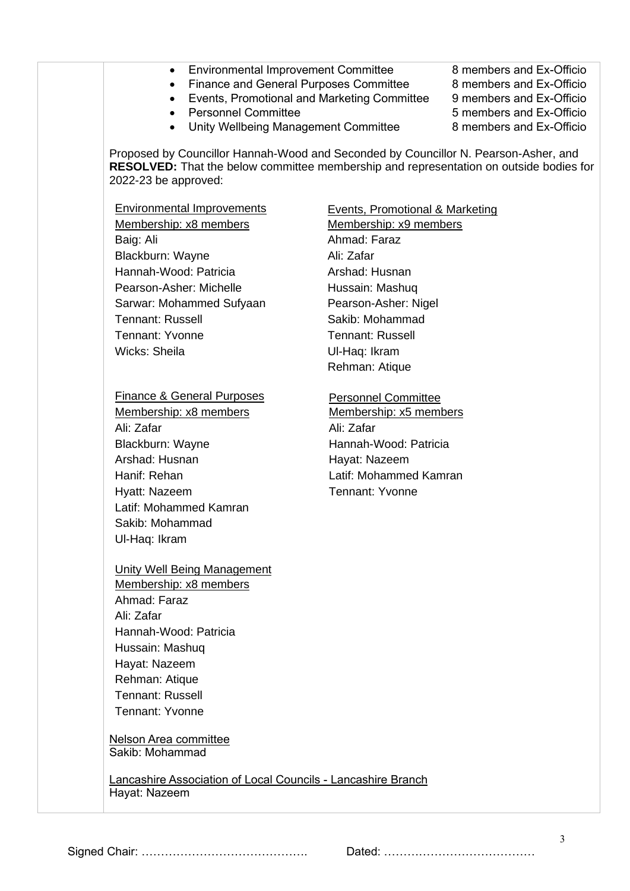- Environmental Improvement Committee — 8 members and Ex-Officio
- Finance and General Purposes Committee — 8 members and Ex-Officio
- Events, Promotional and Marketing Committee — 9 members and Ex-Officio
- Personnel Committee — 5 members and Ex-Officio
- Unity Wellbeing Management Committee — 8 members and Ex-Officio

Proposed by Councillor Hannah-Wood and Seconded by Councillor N. Pearson-Asher, and **RESOLVED:** That the below committee membership and representation on outside bodies for 2022-23 be approved:

Environmental Improvements
Membership: x8 members
Baig: Ali
Blackburn: Wayne
Hannah-Wood: Patricia
Pearson-Asher: Michelle
Sarwar: Mohammed Sufyaan
Tennant: Russell
Tennant: Yvonne
Wicks: Sheila

Events, Promotional & Marketing
Membership: x9 members
Ahmad: Faraz
Ali: Zafar
Arshad: Husnan
Hussain: Mashuq
Pearson-Asher: Nigel
Sakib: Mohammad
Tennant: Russell
Ul-Haq: Ikram
Rehman: Atique

Finance & General Purposes
Membership: x8 members
Ali: Zafar
Blackburn: Wayne
Arshad: Husnan
Hanif: Rehan
Hyatt: Nazeem
Latif: Mohammed Kamran
Sakib: Mohammad
Ul-Haq: Ikram

Personnel Committee
Membership: x5 members
Ali: Zafar
Hannah-Wood: Patricia
Hayat: Nazeem
Latif: Mohammed Kamran
Tennant: Yvonne

Unity Well Being Management
Membership: x8 members
Ahmad: Faraz
Ali: Zafar
Hannah-Wood: Patricia
Hussain: Mashuq
Hayat: Nazeem
Rehman: Atique
Tennant: Russell
Tennant: Yvonne

Nelson Area committee
Sakib: Mohammad

Lancashire Association of Local Councils - Lancashire Branch
Hayat: Nazeem

Signed Chair: ……………………………………. Dated: …………………………………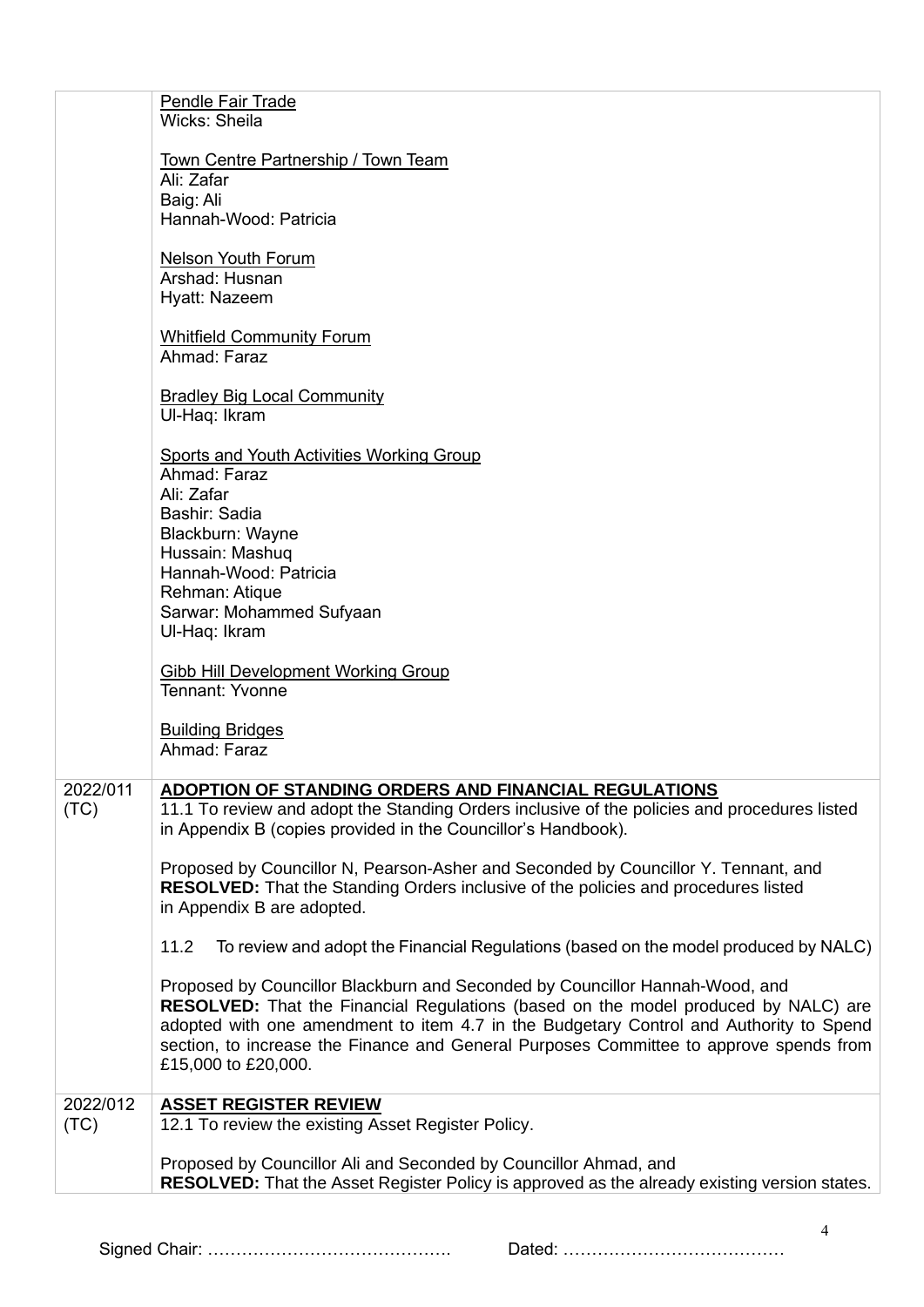| | |
|---|---|
| | <u>Pendle Fair Trade</u><br>Wicks: Sheila<br><br><u>Town Centre Partnership / Town Team</u><br>Ali: Zafar<br>Baig: Ali<br>Hannah-Wood: Patricia<br><br><u>Nelson Youth Forum</u><br>Arshad: Husnan<br>Hyatt: Nazeem<br><br><u>Whitfield Community Forum</u><br>Ahmad: Faraz<br><br><u>Bradley Big Local Community</u><br>Ul-Haq: Ikram<br><br><u>Sports and Youth Activities Working Group</u><br>Ahmad: Faraz<br>Ali: Zafar<br>Bashir: Sadia<br>Blackburn: Wayne<br>Hussain: Mashuq<br>Hannah-Wood: Patricia<br>Rehman: Atique<br>Sarwar: Mohammed Sufyaan<br>Ul-Haq: Ikram<br><br><u>Gibb Hill Development Working Group</u><br>Tennant: Yvonne<br><br><u>Building Bridges</u><br>Ahmad: Faraz |
| 2022/011 (TC) | **<u>ADOPTION OF STANDING ORDERS AND FINANCIAL REGULATIONS</u>**<br>11.1 To review and adopt the Standing Orders inclusive of the policies and procedures listed in Appendix B (copies provided in the Councillor's Handbook).<br><br>Proposed by Councillor N, Pearson-Asher and Seconded by Councillor Y. Tennant, and **RESOLVED:** That the Standing Orders inclusive of the policies and procedures listed in Appendix B are adopted.<br><br>11.2 To review and adopt the Financial Regulations (based on the model produced by NALC)<br><br>Proposed by Councillor Blackburn and Seconded by Councillor Hannah-Wood, and **RESOLVED:** That the Financial Regulations (based on the model produced by NALC) are adopted with one amendment to item 4.7 in the Budgetary Control and Authority to Spend section, to increase the Finance and General Purposes Committee to approve spends from £15,000 to £20,000. |
| 2022/012 (TC) | **<u>ASSET REGISTER REVIEW</u>**<br>12.1 To review the existing Asset Register Policy.<br><br>Proposed by Councillor Ali and Seconded by Councillor Ahmad, and **RESOLVED:** That the Asset Register Policy is approved as the already existing version states. |

Signed Chair: ……………………………………. Dated: …………………………………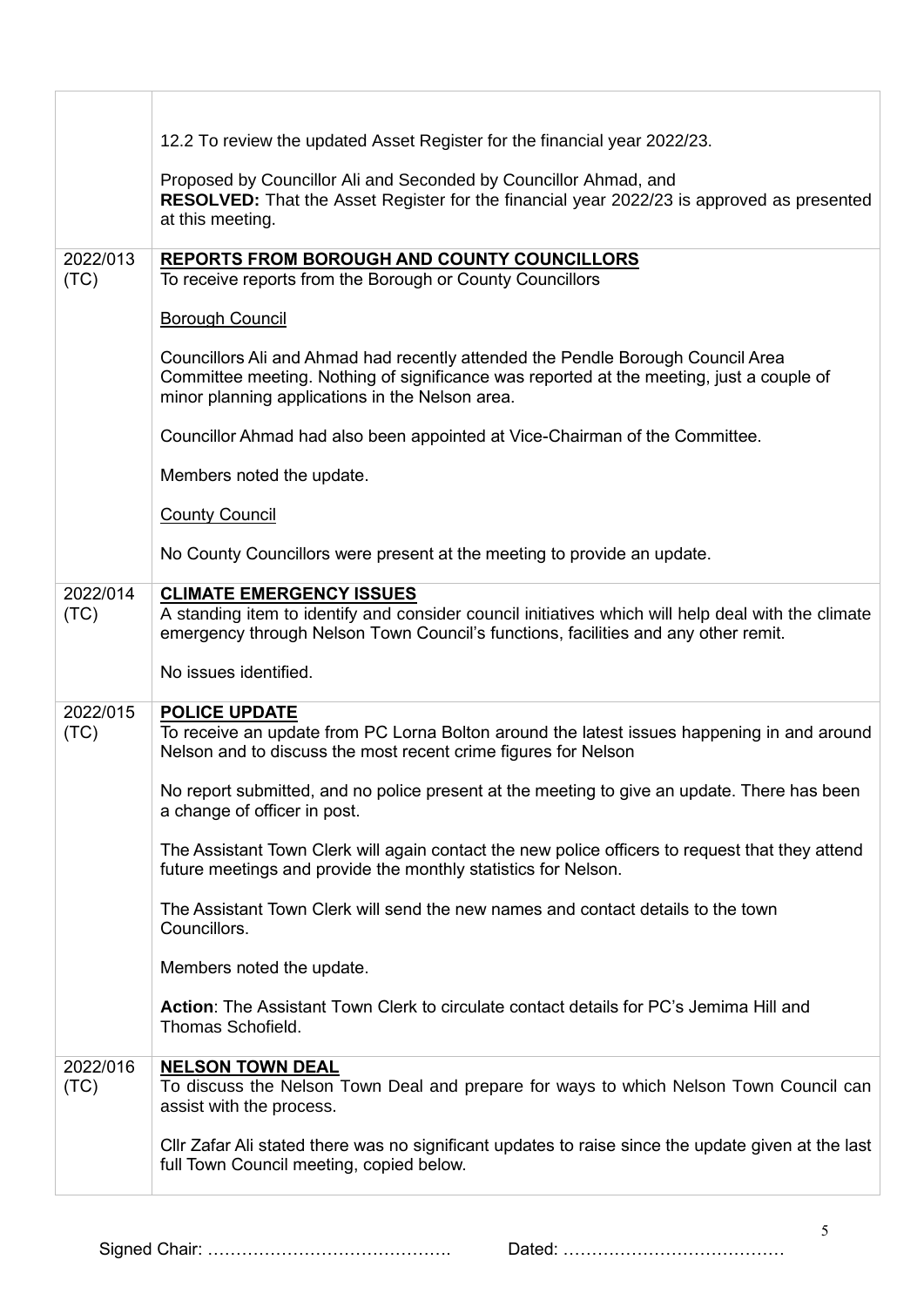| | |
|---|---|
| | 12.2 To review the updated Asset Register for the financial year 2022/23.<br><br>Proposed by Councillor Ali and Seconded by Councillor Ahmad, and<br>**RESOLVED:** That the Asset Register for the financial year 2022/23 is approved as presented at this meeting. |
| 2022/013 (TC) | **REPORTS FROM BOROUGH AND COUNTY COUNCILLORS**<br>To receive reports from the Borough or County Councillors<br><br>Borough Council<br><br>Councillors Ali and Ahmad had recently attended the Pendle Borough Council Area Committee meeting. Nothing of significance was reported at the meeting, just a couple of minor planning applications in the Nelson area.<br><br>Councillor Ahmad had also been appointed at Vice-Chairman of the Committee.<br><br>Members noted the update.<br><br>County Council<br><br>No County Councillors were present at the meeting to provide an update. |
| 2022/014 (TC) | **CLIMATE EMERGENCY ISSUES**<br>A standing item to identify and consider council initiatives which will help deal with the climate emergency through Nelson Town Council's functions, facilities and any other remit.<br><br>No issues identified. |
| 2022/015 (TC) | **POLICE UPDATE**<br>To receive an update from PC Lorna Bolton around the latest issues happening in and around Nelson and to discuss the most recent crime figures for Nelson<br><br>No report submitted, and no police present at the meeting to give an update. There has been a change of officer in post.<br><br>The Assistant Town Clerk will again contact the new police officers to request that they attend future meetings and provide the monthly statistics for Nelson.<br><br>The Assistant Town Clerk will send the new names and contact details to the town Councillors.<br><br>Members noted the update.<br><br>**Action**: The Assistant Town Clerk to circulate contact details for PC's Jemima Hill and Thomas Schofield. |
| 2022/016 (TC) | **NELSON TOWN DEAL**<br>To discuss the Nelson Town Deal and prepare for ways to which Nelson Town Council can assist with the process.<br><br>Cllr Zafar Ali stated there was no significant updates to raise since the update given at the last full Town Council meeting, copied below. |

Signed Chair: ……………………………………. Dated: …………………………………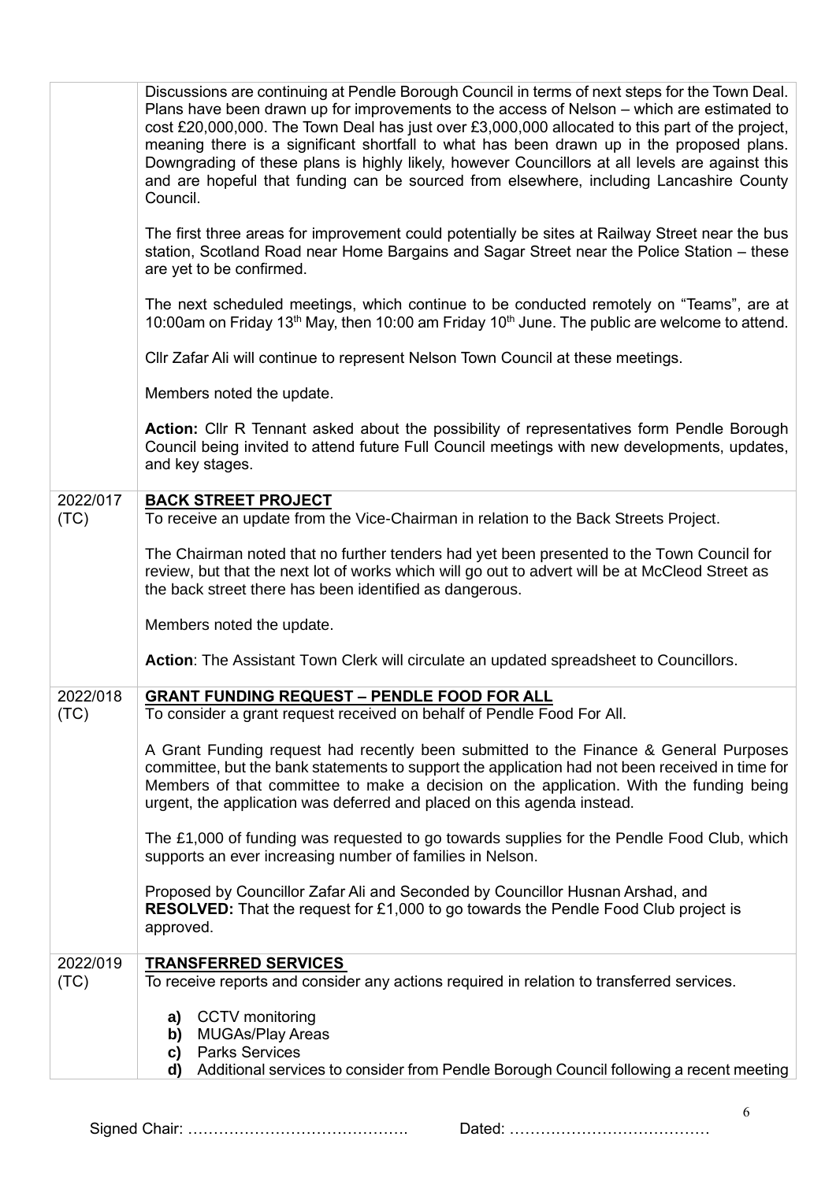| | |
|---|---|
| | Discussions are continuing at Pendle Borough Council in terms of next steps for the Town Deal. Plans have been drawn up for improvements to the access of Nelson – which are estimated to cost £20,000,000. The Town Deal has just over £3,000,000 allocated to this part of the project, meaning there is a significant shortfall to what has been drawn up in the proposed plans. Downgrading of these plans is highly likely, however Councillors at all levels are against this and are hopeful that funding can be sourced from elsewhere, including Lancashire County Council.<br><br>The first three areas for improvement could potentially be sites at Railway Street near the bus station, Scotland Road near Home Bargains and Sagar Street near the Police Station – these are yet to be confirmed.<br><br>The next scheduled meetings, which continue to be conducted remotely on "Teams", are at 10:00am on Friday 13th May, then 10:00 am Friday 10th June. The public are welcome to attend.<br><br>Cllr Zafar Ali will continue to represent Nelson Town Council at these meetings.<br><br>Members noted the update.<br><br>**Action:** Cllr R Tennant asked about the possibility of representatives form Pendle Borough Council being invited to attend future Full Council meetings with new developments, updates, and key stages. |
| 2022/017 (TC) | **BACK STREET PROJECT**<br>To receive an update from the Vice-Chairman in relation to the Back Streets Project.<br><br>The Chairman noted that no further tenders had yet been presented to the Town Council for review, but that the next lot of works which will go out to advert will be at McCleod Street as the back street there has been identified as dangerous.<br><br>Members noted the update.<br><br>**Action**: The Assistant Town Clerk will circulate an updated spreadsheet to Councillors. |
| 2022/018 (TC) | **GRANT FUNDING REQUEST – PENDLE FOOD FOR ALL**<br>To consider a grant request received on behalf of Pendle Food For All.<br><br>A Grant Funding request had recently been submitted to the Finance & General Purposes committee, but the bank statements to support the application had not been received in time for Members of that committee to make a decision on the application. With the funding being urgent, the application was deferred and placed on this agenda instead.<br><br>The £1,000 of funding was requested to go towards supplies for the Pendle Food Club, which supports an ever increasing number of families in Nelson.<br><br>Proposed by Councillor Zafar Ali and Seconded by Councillor Husnan Arshad, and<br>**RESOLVED:** That the request for £1,000 to go towards the Pendle Food Club project is approved. |
| 2022/019 (TC) | **TRANSFERRED SERVICES**<br>To receive reports and consider any actions required in relation to transferred services.<br><br>**a)** CCTV monitoring<br>**b)** MUGAs/Play Areas<br>**c)** Parks Services<br>**d)** Additional services to consider from Pendle Borough Council following a recent meeting |

Signed Chair: ……………………………………. Dated: …………………………………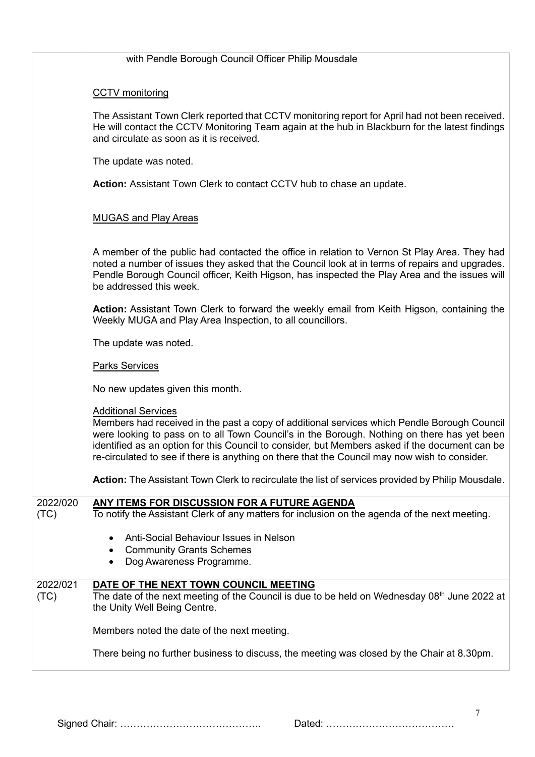| | |
|---|---|
| | with Pendle Borough Council Officer Philip Mousdale<br><br><u>CCTV monitoring</u><br><br>The Assistant Town Clerk reported that CCTV monitoring report for April had not been received. He will contact the CCTV Monitoring Team again at the hub in Blackburn for the latest findings and circulate as soon as it is received.<br><br>The update was noted.<br><br>**Action:** Assistant Town Clerk to contact CCTV hub to chase an update.<br><br><u>MUGAS and Play Areas</u><br><br>A member of the public had contacted the office in relation to Vernon St Play Area. They had noted a number of issues they asked that the Council look at in terms of repairs and upgrades. Pendle Borough Council officer, Keith Higson, has inspected the Play Area and the issues will be addressed this week.<br><br>**Action:** Assistant Town Clerk to forward the weekly email from Keith Higson, containing the Weekly MUGA and Play Area Inspection, to all councillors.<br><br>The update was noted.<br><br><u>Parks Services</u><br><br>No new updates given this month.<br><br><u>Additional Services</u><br>Members had received in the past a copy of additional services which Pendle Borough Council were looking to pass on to all Town Council's in the Borough. Nothing on there has yet been identified as an option for this Council to consider, but Members asked if the document can be re-circulated to see if there is anything on there that the Council may now wish to consider.<br><br>**Action:** The Assistant Town Clerk to recirculate the list of services provided by Philip Mousdale. |
| 2022/020 (TC) | **<u>ANY ITEMS FOR DISCUSSION FOR A FUTURE AGENDA</u>**<br>To notify the Assistant Clerk of any matters for inclusion on the agenda of the next meeting.<br><br>• Anti-Social Behaviour Issues in Nelson<br>• Community Grants Schemes<br>• Dog Awareness Programme. |
| 2022/021 (TC) | **<u>DATE OF THE NEXT TOWN COUNCIL MEETING</u>**<br>The date of the next meeting of the Council is due to be held on Wednesday 08th June 2022 at the Unity Well Being Centre.<br><br>Members noted the date of the next meeting.<br><br>There being no further business to discuss, the meeting was closed by the Chair at 8.30pm. |

Signed Chair: ……………………………………. Dated: …………………………………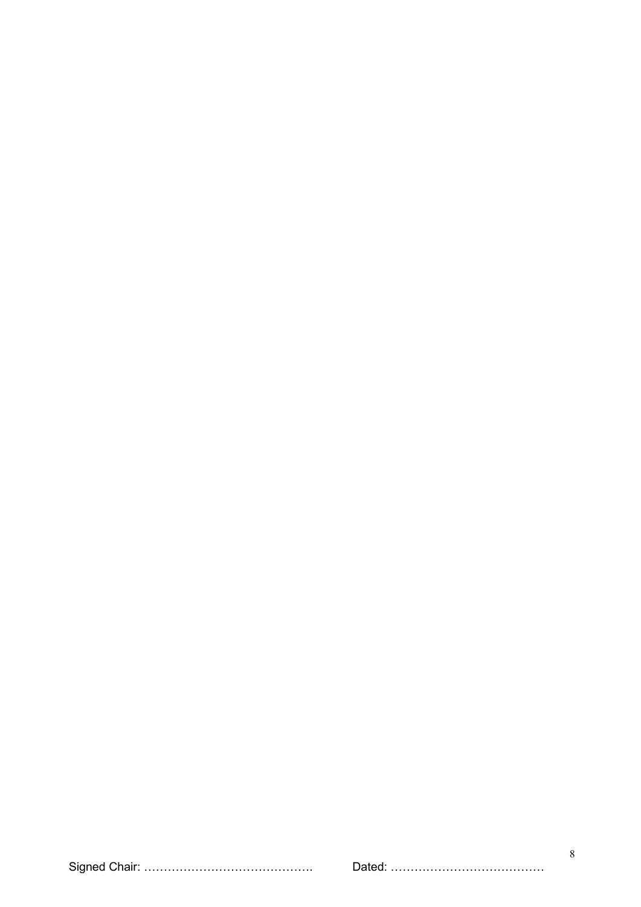Signed Chair: …………………………………….        Dated: …………………………………